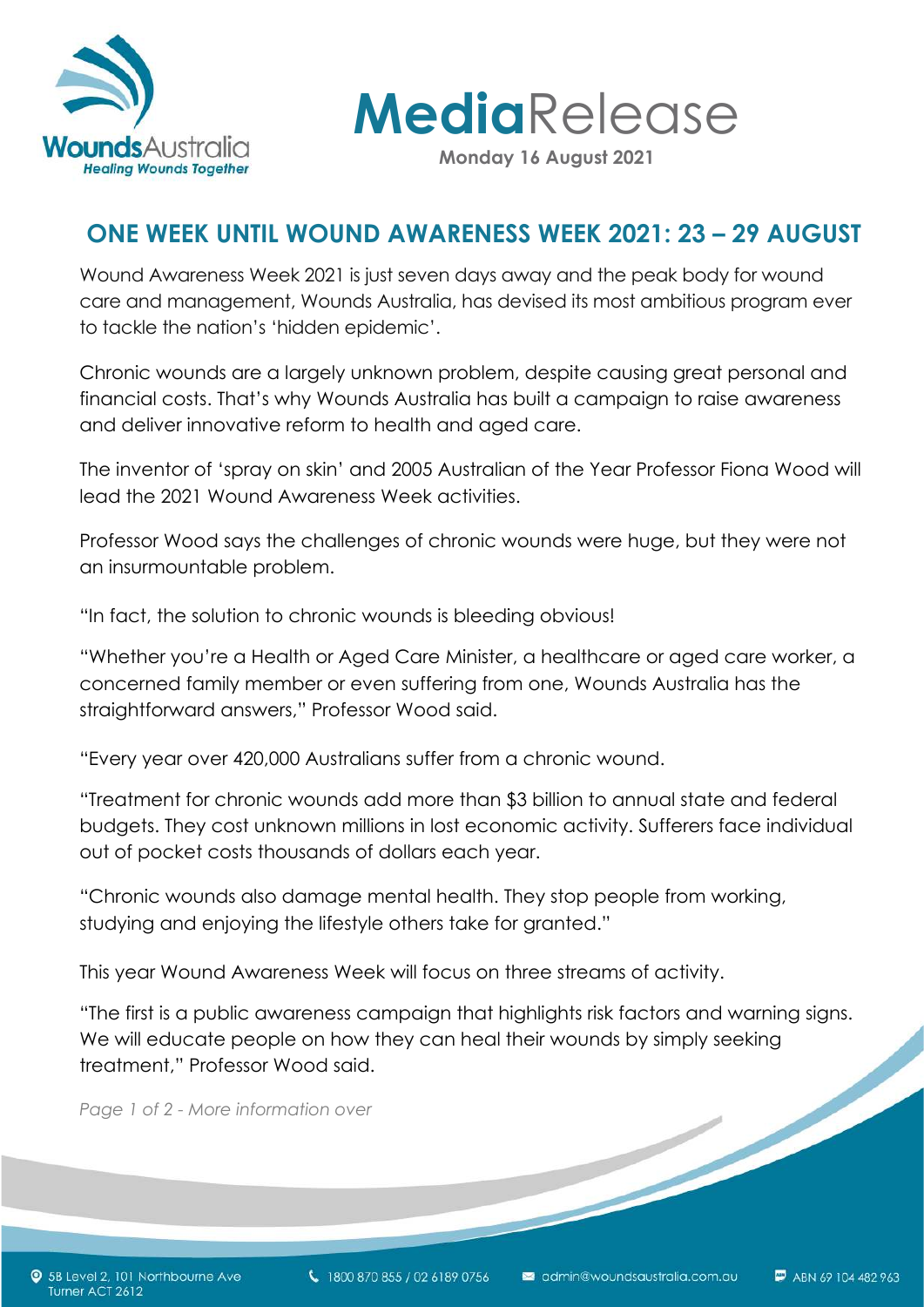# MediaRelease

**Monday 16 August 2021**

## ONE WEEK UNTIL WOUND AWARENESS WEEK 2021: 23 – 29 AUGUST

Wound Awareness Week 2021 is just seven days away and the peak body for wound care and management, Wounds Australia, has devised its most ambitious program ever to tackle the nation's 'hidden epidemic'.

Chronic wounds are a largely unknown problem, despite causing great personal and financial costs. That's why Wounds Australia has built a campaign to raise awareness and deliver innovative reform to health and aged care.

The inventor of 'spray on skin' and 2005 Australian of the Year Professor Fiona Wood will lead the 2021 Wound Awareness Week activities.

Professor Wood says the challenges of chronic wounds were huge, but they were not an insurmountable problem.

"In fact, the solution to chronic wounds is bleeding obvious!

"Whether you're a Health or Aged Care Minister, a healthcare or aged care worker, a concerned family member or even suffering from one, Wounds Australia has the straightforward answers," Professor Wood said.

"Every year over 420,000 Australians suffer from a chronic wound.

"Treatment for chronic wounds add more than $3 billion to annual state and federal budgets. They cost unknown millions in lost economic activity. Sufferers face individual out of pocket costs thousands of dollars each year.

"Chronic wounds also damage mental health. They stop people from working, studying and enjoying the lifestyle others take for granted."

This year Wound Awareness Week will focus on three streams of activity.

"The first is a public awareness campaign that highlights risk factors and warning signs. We will educate people on how they can heal their wounds by simply seeking treatment," Professor Wood said.

*Page 1 of 2 - More information over*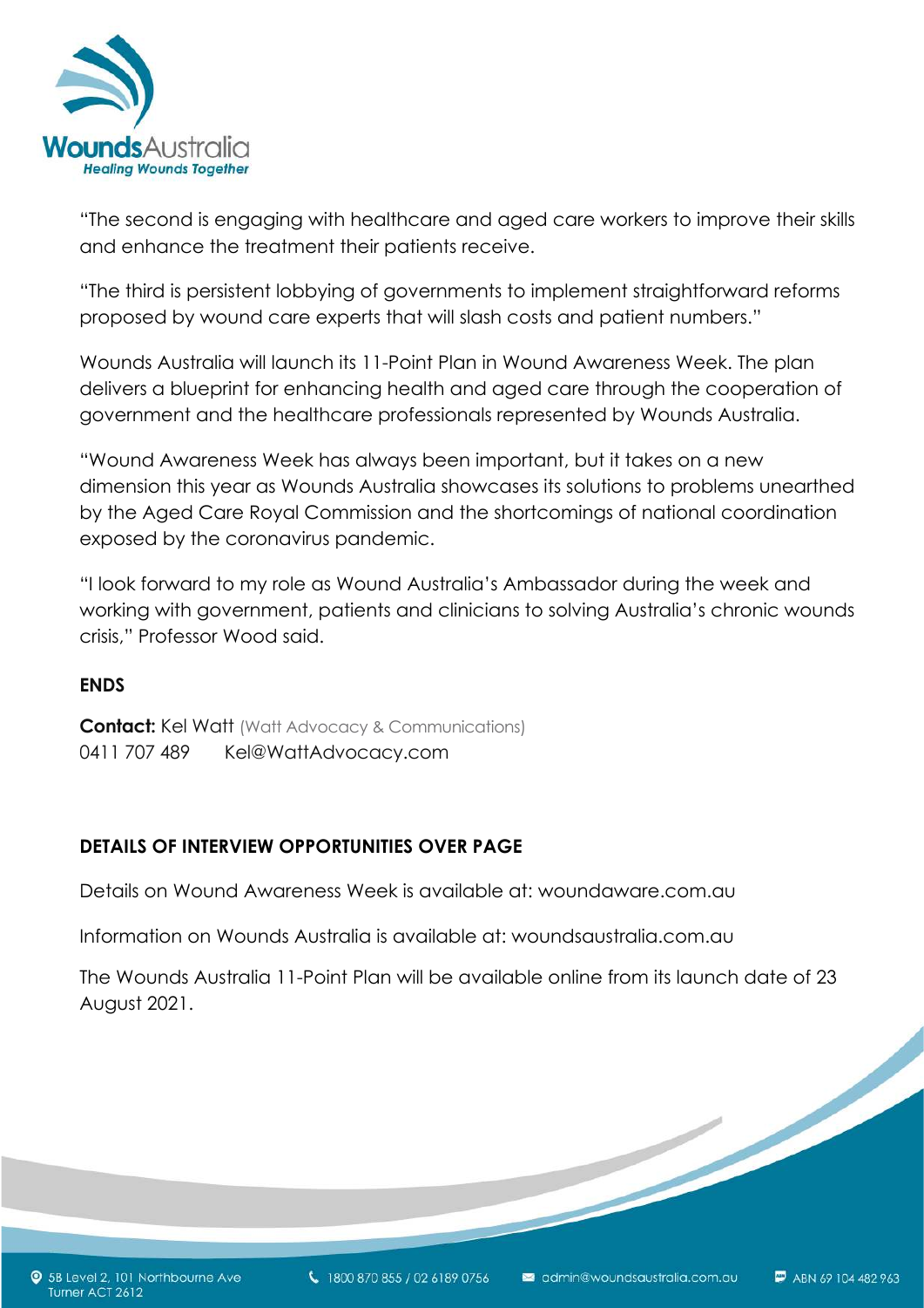"The second is engaging with healthcare and aged care workers to improve their skills and enhance the treatment their patients receive.

"The third is persistent lobbying of governments to implement straightforward reforms proposed by wound care experts that will slash costs and patient numbers."

Wounds Australia will launch its 11-Point Plan in Wound Awareness Week. The plan delivers a blueprint for enhancing health and aged care through the cooperation of government and the healthcare professionals represented by Wounds Australia.

"Wound Awareness Week has always been important, but it takes on a new dimension this year as Wounds Australia showcases its solutions to problems unearthed by the Aged Care Royal Commission and the shortcomings of national coordination exposed by the coronavirus pandemic.

"I look forward to my role as Wound Australia's Ambassador during the week and working with government, patients and clinicians to solving Australia's chronic wounds crisis," Professor Wood said.

**ENDS**

**Contact:** Kel Watt (Watt Advocacy & Communications)
0411 707 489 Kel@WattAdvocacy.com

**DETAILS OF INTERVIEW OPPORTUNITIES OVER PAGE**

Details on Wound Awareness Week is available at: woundaware.com.au

Information on Wounds Australia is available at: woundsaustralia.com.au

The Wounds Australia 11-Point Plan will be available online from its launch date of 23 August 2021.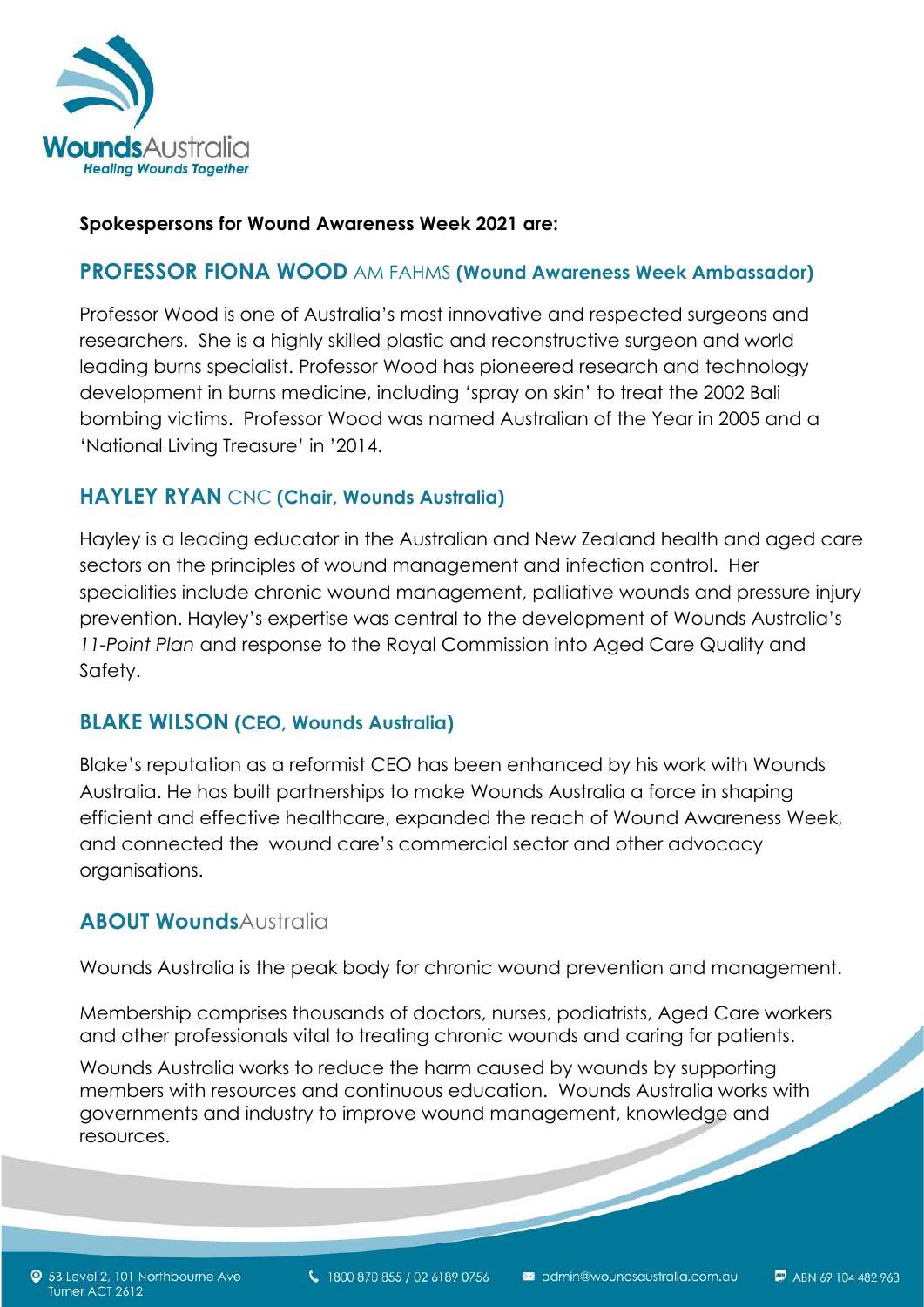**Spokespersons for Wound Awareness Week 2021 are:**

## PROFESSOR FIONA WOOD AM FAHMS (Wound Awareness Week Ambassador)

Professor Wood is one of Australia's most innovative and respected surgeons and researchers. She is a highly skilled plastic and reconstructive surgeon and world leading burns specialist. Professor Wood has pioneered research and technology development in burns medicine, including 'spray on skin' to treat the 2002 Bali bombing victims. Professor Wood was named Australian of the Year in 2005 and a 'National Living Treasure' in '2014.

## HAYLEY RYAN CNC (Chair, Wounds Australia)

Hayley is a leading educator in the Australian and New Zealand health and aged care sectors on the principles of wound management and infection control. Her specialities include chronic wound management, palliative wounds and pressure injury prevention. Hayley's expertise was central to the development of Wounds Australia's *11-Point Plan* and response to the Royal Commission into Aged Care Quality and Safety.

## BLAKE WILSON (CEO, Wounds Australia)

Blake's reputation as a reformist CEO has been enhanced by his work with Wounds Australia. He has built partnerships to make Wounds Australia a force in shaping efficient and effective healthcare, expanded the reach of Wound Awareness Week, and connected the wound care's commercial sector and other advocacy organisations.

## ABOUT WoundsAustralia

Wounds Australia is the peak body for chronic wound prevention and management.

Membership comprises thousands of doctors, nurses, podiatrists, Aged Care workers and other professionals vital to treating chronic wounds and caring for patients.

Wounds Australia works to reduce the harm caused by wounds by supporting members with resources and continuous education. Wounds Australia works with governments and industry to improve wound management, knowledge and resources.

5B Level 2, 101 Northbourne Ave Turner ACT 2612 | 1800 870 855 / 02 6189 0756 | admin@woundsaustralia.com.au | ABN 69 104 482 963